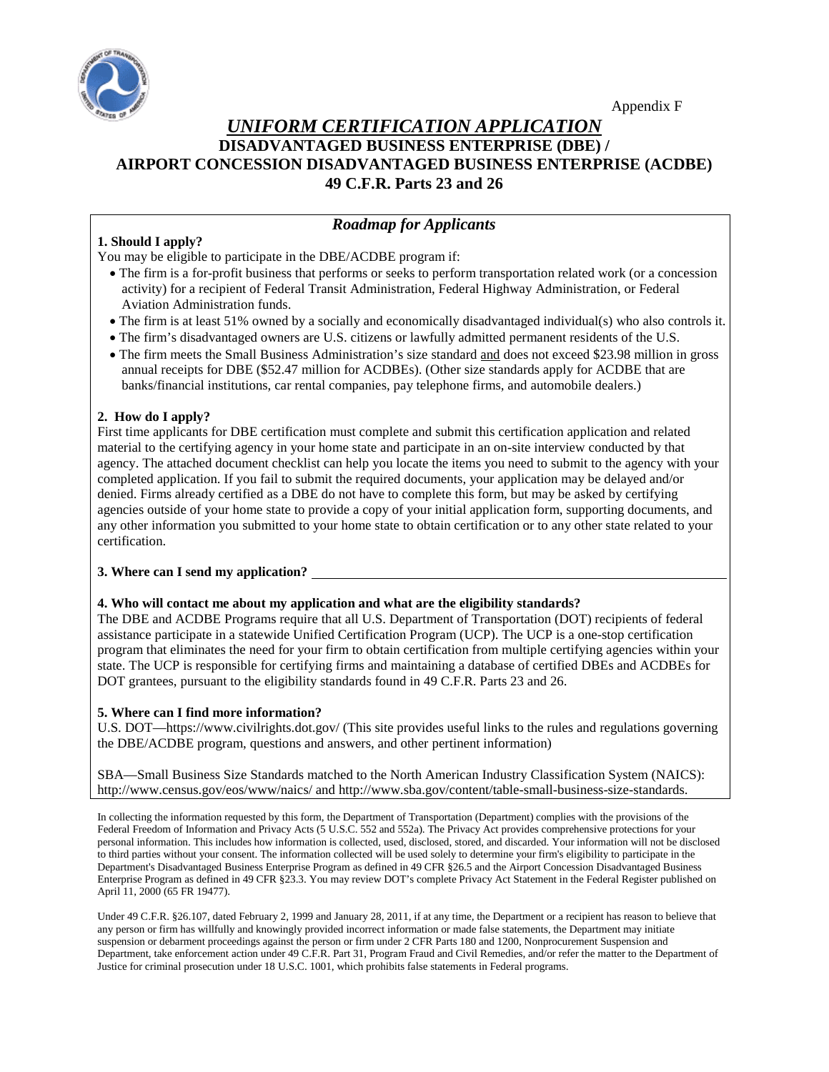Appendix F

# *UNIFORM CERTIFICATION APPLICATION*

## DISADVANTAGED BUSINESS ENTERPRISE (DBE) / AIRPORT CONCESSION DISADVANTAGED BUSINESS ENTERPRISE (ACDBE) 49 C.F.R. Parts 23 and 26

### *Roadmap for Applicants*

**1. Should I apply?**

You may be eligible to participate in the DBE/ACDBE program if:

- The firm is a for-profit business that performs or seeks to perform transportation related work (or a concession activity) for a recipient of Federal Transit Administration, Federal Highway Administration, or Federal Aviation Administration funds.
- The firm is at least 51% owned by a socially and economically disadvantaged individual(s) who also controls it.
- The firm's disadvantaged owners are U.S. citizens or lawfully admitted permanent residents of the U.S.
- The firm meets the Small Business Administration's size standard and does not exceed $23.98 million in gross annual receipts for DBE ($52.47 million for ACDBEs). (Other size standards apply for ACDBE that are banks/financial institutions, car rental companies, pay telephone firms, and automobile dealers.)

**2. How do I apply?**

First time applicants for DBE certification must complete and submit this certification application and related material to the certifying agency in your home state and participate in an on-site interview conducted by that agency. The attached document checklist can help you locate the items you need to submit to the agency with your completed application. If you fail to submit the required documents, your application may be delayed and/or denied. Firms already certified as a DBE do not have to complete this form, but may be asked by certifying agencies outside of your home state to provide a copy of your initial application form, supporting documents, and any other information you submitted to your home state to obtain certification or to any other state related to your certification.

**3. Where can I send my application?** ____________________

**4. Who will contact me about my application and what are the eligibility standards?**

The DBE and ACDBE Programs require that all U.S. Department of Transportation (DOT) recipients of federal assistance participate in a statewide Unified Certification Program (UCP). The UCP is a one-stop certification program that eliminates the need for your firm to obtain certification from multiple certifying agencies within your state. The UCP is responsible for certifying firms and maintaining a database of certified DBEs and ACDBEs for DOT grantees, pursuant to the eligibility standards found in 49 C.F.R. Parts 23 and 26.

**5. Where can I find more information?**

U.S. DOT—https://www.civilrights.dot.gov/ (This site provides useful links to the rules and regulations governing the DBE/ACDBE program, questions and answers, and other pertinent information)

SBA—Small Business Size Standards matched to the North American Industry Classification System (NAICS): http://www.census.gov/eos/www/naics/ and http://www.sba.gov/content/table-small-business-size-standards.

In collecting the information requested by this form, the Department of Transportation (Department) complies with the provisions of the Federal Freedom of Information and Privacy Acts (5 U.S.C. 552 and 552a). The Privacy Act provides comprehensive protections for your personal information. This includes how information is collected, used, disclosed, stored, and discarded. Your information will not be disclosed to third parties without your consent. The information collected will be used solely to determine your firm's eligibility to participate in the Department's Disadvantaged Business Enterprise Program as defined in 49 CFR §26.5 and the Airport Concession Disadvantaged Business Enterprise Program as defined in 49 CFR §23.3. You may review DOT's complete Privacy Act Statement in the Federal Register published on April 11, 2000 (65 FR 19477).

Under 49 C.F.R. §26.107, dated February 2, 1999 and January 28, 2011, if at any time, the Department or a recipient has reason to believe that any person or firm has willfully and knowingly provided incorrect information or made false statements, the Department may initiate suspension or debarment proceedings against the person or firm under 2 CFR Parts 180 and 1200, Nonprocurement Suspension and Department, take enforcement action under 49 C.F.R. Part 31, Program Fraud and Civil Remedies, and/or refer the matter to the Department of Justice for criminal prosecution under 18 U.S.C. 1001, which prohibits false statements in Federal programs.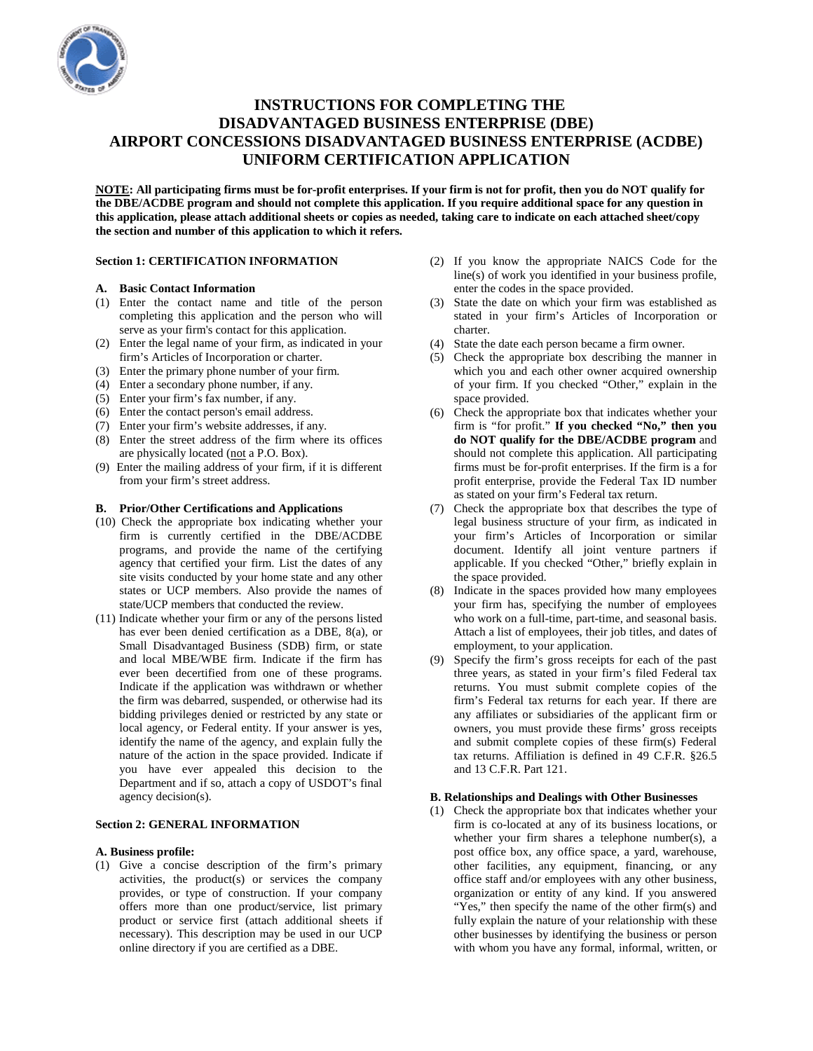# INSTRUCTIONS FOR COMPLETING THE DISADVANTAGED BUSINESS ENTERPRISE (DBE) AIRPORT CONCESSIONS DISADVANTAGED BUSINESS ENTERPRISE (ACDBE) UNIFORM CERTIFICATION APPLICATION

**NOTE: All participating firms must be for-profit enterprises. If your firm is not for profit, then you do NOT qualify for the DBE/ACDBE program and should not complete this application. If you require additional space for any question in this application, please attach additional sheets or copies as needed, taking care to indicate on each attached sheet/copy the section and number of this application to which it refers.**

## Section 1: CERTIFICATION INFORMATION

### A. Basic Contact Information

(1) Enter the contact name and title of the person completing this application and the person who will serve as your firm's contact for this application.

(2) Enter the legal name of your firm, as indicated in your firm's Articles of Incorporation or charter.

(3) Enter the primary phone number of your firm.

(4) Enter a secondary phone number, if any.

(5) Enter your firm's fax number, if any.

(6) Enter the contact person's email address.

(7) Enter your firm's website addresses, if any.

(8) Enter the street address of the firm where its offices are physically located (not a P.O. Box).

(9) Enter the mailing address of your firm, if it is different from your firm's street address.

### B. Prior/Other Certifications and Applications

(10) Check the appropriate box indicating whether your firm is currently certified in the DBE/ACDBE programs, and provide the name of the certifying agency that certified your firm. List the dates of any site visits conducted by your home state and any other states or UCP members. Also provide the names of state/UCP members that conducted the review.

(11) Indicate whether your firm or any of the persons listed has ever been denied certification as a DBE, 8(a), or Small Disadvantaged Business (SDB) firm, or state and local MBE/WBE firm. Indicate if the firm has ever been decertified from one of these programs. Indicate if the application was withdrawn or whether the firm was debarred, suspended, or otherwise had its bidding privileges denied or restricted by any state or local agency, or Federal entity. If your answer is yes, identify the name of the agency, and explain fully the nature of the action in the space provided. Indicate if you have ever appealed this decision to the Department and if so, attach a copy of USDOT's final agency decision(s).

## Section 2: GENERAL INFORMATION

### A. Business profile:

(1) Give a concise description of the firm's primary activities, the product(s) or services the company provides, or type of construction. If your company offers more than one product/service, list primary product or service first (attach additional sheets if necessary). This description may be used in our UCP online directory if you are certified as a DBE.

(2) If you know the appropriate NAICS Code for the line(s) of work you identified in your business profile, enter the codes in the space provided.

(3) State the date on which your firm was established as stated in your firm's Articles of Incorporation or charter.

(4) State the date each person became a firm owner.

(5) Check the appropriate box describing the manner in which you and each other owner acquired ownership of your firm. If you checked "Other," explain in the space provided.

(6) Check the appropriate box that indicates whether your firm is "for profit." **If you checked "No," then you do NOT qualify for the DBE/ACDBE program** and should not complete this application. All participating firms must be for-profit enterprises. If the firm is a for profit enterprise, provide the Federal Tax ID number as stated on your firm's Federal tax return.

(7) Check the appropriate box that describes the type of legal business structure of your firm, as indicated in your firm's Articles of Incorporation or similar document. Identify all joint venture partners if applicable. If you checked "Other," briefly explain in the space provided.

(8) Indicate in the spaces provided how many employees your firm has, specifying the number of employees who work on a full-time, part-time, and seasonal basis. Attach a list of employees, their job titles, and dates of employment, to your application.

(9) Specify the firm's gross receipts for each of the past three years, as stated in your firm's filed Federal tax returns. You must submit complete copies of the firm's Federal tax returns for each year. If there are any affiliates or subsidiaries of the applicant firm or owners, you must provide these firms' gross receipts and submit complete copies of these firm(s) Federal tax returns. Affiliation is defined in 49 C.F.R. §26.5 and 13 C.F.R. Part 121.

### B. Relationships and Dealings with Other Businesses

(1) Check the appropriate box that indicates whether your firm is co-located at any of its business locations, or whether your firm shares a telephone number(s), a post office box, any office space, a yard, warehouse, other facilities, any equipment, financing, or any office staff and/or employees with any other business, organization or entity of any kind. If you answered "Yes," then specify the name of the other firm(s) and fully explain the nature of your relationship with these other businesses by identifying the business or person with whom you have any formal, informal, written, or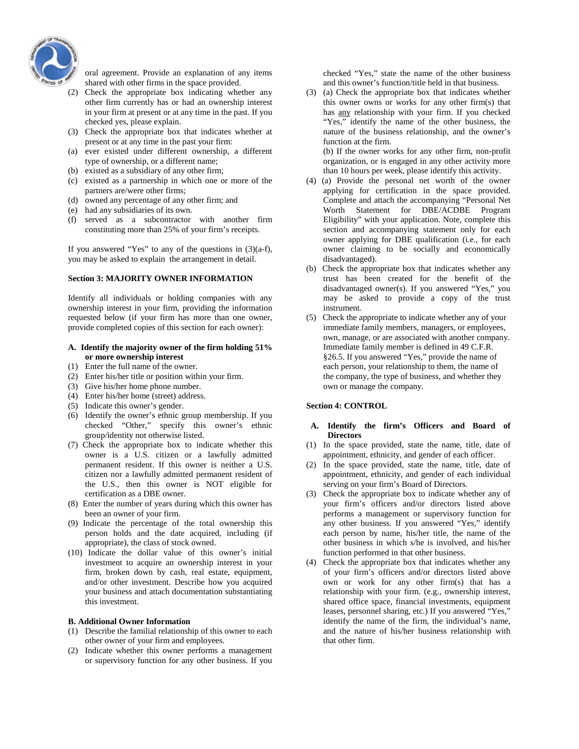oral agreement. Provide an explanation of any items shared with other firms in the space provided.

(2) Check the appropriate box indicating whether any other firm currently has or had an ownership interest in your firm at present or at any time in the past. If you checked yes, please explain.

(3) Check the appropriate box that indicates whether at present or at any time in the past your firm:

(a) ever existed under different ownership, a different type of ownership, or a different name;
(b) existed as a subsidiary of any other firm;
(c) existed as a partnership in which one or more of the partners are/were other firms;
(d) owned any percentage of any other firm; and
(e) had any subsidiaries of its own.
(f) served as a subcontractor with another firm constituting more than 25% of your firm's receipts.

If you answered "Yes" to any of the questions in (3)(a-f), you may be asked to explain the arrangement in detail.

**Section 3: MAJORITY OWNER INFORMATION**

Identify all individuals or holding companies with any ownership interest in your firm, providing the information requested below (if your firm has more than one owner, provide completed copies of this section for each owner):

**A. Identify the majority owner of the firm holding 51% or more ownership interest**

(1) Enter the full name of the owner.
(2) Enter his/her title or position within your firm.
(3) Give his/her home phone number.
(4) Enter his/her home (street) address.
(5) Indicate this owner's gender.
(6) Identify the owner's ethnic group membership. If you checked "Other," specify this owner's ethnic group/identity not otherwise listed.
(7) Check the appropriate box to indicate whether this owner is a U.S. citizen or a lawfully admitted permanent resident. If this owner is neither a U.S. citizen nor a lawfully admitted permanent resident of the U.S., then this owner is NOT eligible for certification as a DBE owner.
(8) Enter the number of years during which this owner has been an owner of your firm.
(9) Indicate the percentage of the total ownership this person holds and the date acquired, including (if appropriate), the class of stock owned.
(10) Indicate the dollar value of this owner's initial investment to acquire an ownership interest in your firm, broken down by cash, real estate, equipment, and/or other investment. Describe how you acquired your business and attach documentation substantiating this investment.

**B. Additional Owner Information**

(1) Describe the familial relationship of this owner to each other owner of your firm and employees.
(2) Indicate whether this owner performs a management or supervisory function for any other business. If you checked "Yes," state the name of the other business and this owner's function/title held in that business.
(3) (a) Check the appropriate box that indicates whether this owner owns or works for any other firm(s) that has <u>any</u> relationship with your firm. If you checked "Yes," identify the name of the other business, the nature of the business relationship, and the owner's function at the firm.

(b) If the owner works for any other firm, non-profit organization, or is engaged in any other activity more than 10 hours per week, please identify this activity.

(4) (a) Provide the personal net worth of the owner applying for certification in the space provided. Complete and attach the accompanying "Personal Net Worth Statement for DBE/ACDBE Program Eligibility" with your application. Note, complete this section and accompanying statement only for each owner applying for DBE qualification (i.e., for each owner claiming to be socially and economically disadvantaged).

(b) Check the appropriate box that indicates whether any trust has been created for the benefit of the disadvantaged owner(s). If you answered "Yes," you may be asked to provide a copy of the trust instrument.

(5) Check the appropriate to indicate whether any of your immediate family members, managers, or employees, own, manage, or are associated with another company. Immediate family member is defined in 49 C.F.R. §26.5. If you answered "Yes," provide the name of each person, your relationship to them, the name of the company, the type of business, and whether they own or manage the company.

**Section 4: CONTROL**

**A. Identify the firm's Officers and Board of Directors**

(1) In the space provided, state the name, title, date of appointment, ethnicity, and gender of each officer.
(2) In the space provided, state the name, title, date of appointment, ethnicity, and gender of each individual serving on your firm's Board of Directors.
(3) Check the appropriate box to indicate whether any of your firm's officers and/or directors listed above performs a management or supervisory function for any other business. If you answered "Yes," identify each person by name, his/her title, the name of the other business in which s/he is involved, and his/her function performed in that other business.
(4) Check the appropriate box that indicates whether any of your firm's officers and/or directors listed above own or work for any other firm(s) that has a relationship with your firm. (e.g., ownership interest, shared office space, financial investments, equipment leases, personnel sharing, etc.) If you answered "Yes," identify the name of the firm, the individual's name, and the nature of his/her business relationship with that other firm.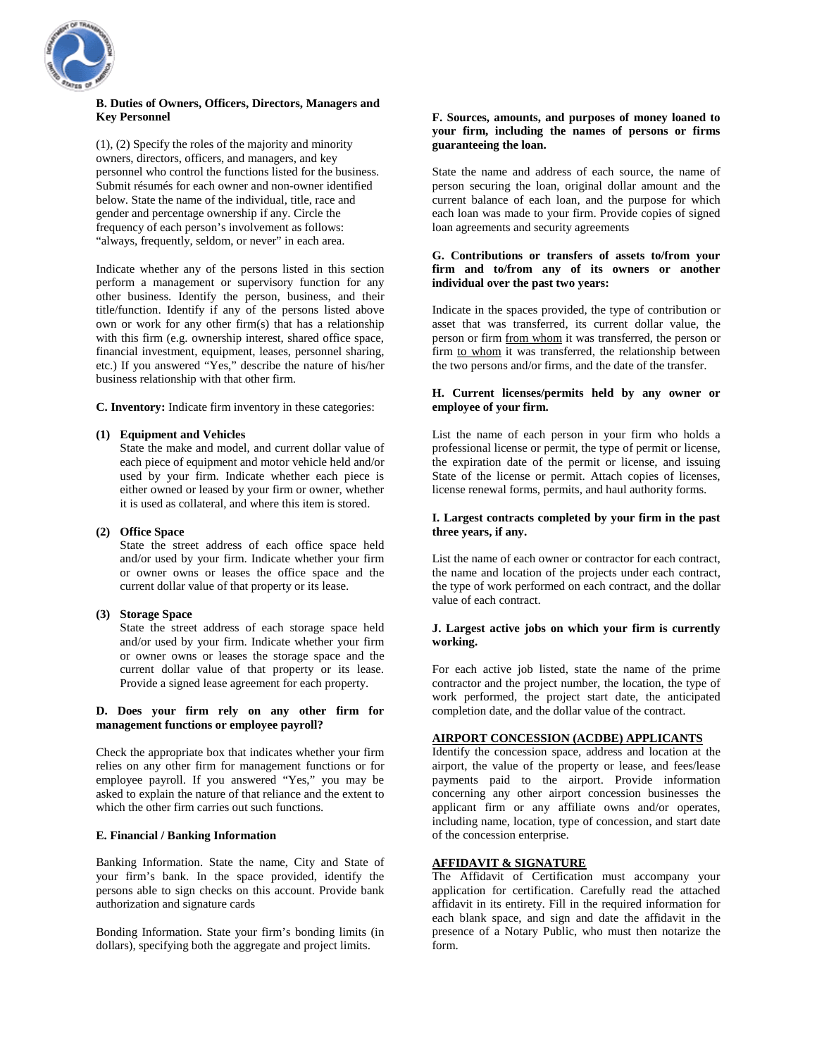**B. Duties of Owners, Officers, Directors, Managers and Key Personnel**

(1), (2) Specify the roles of the majority and minority owners, directors, officers, and managers, and key personnel who control the functions listed for the business. Submit résumés for each owner and non-owner identified below. State the name of the individual, title, race and gender and percentage ownership if any. Circle the frequency of each person's involvement as follows: "always, frequently, seldom, or never" in each area.

Indicate whether any of the persons listed in this section perform a management or supervisory function for any other business. Identify the person, business, and their title/function. Identify if any of the persons listed above own or work for any other firm(s) that has a relationship with this firm (e.g. ownership interest, shared office space, financial investment, equipment, leases, personnel sharing, etc.) If you answered "Yes," describe the nature of his/her business relationship with that other firm.

**C. Inventory:** Indicate firm inventory in these categories:

**(1) Equipment and Vehicles**
State the make and model, and current dollar value of each piece of equipment and motor vehicle held and/or used by your firm. Indicate whether each piece is either owned or leased by your firm or owner, whether it is used as collateral, and where this item is stored.

**(2) Office Space**
State the street address of each office space held and/or used by your firm. Indicate whether your firm or owner owns or leases the office space and the current dollar value of that property or its lease.

**(3) Storage Space**
State the street address of each storage space held and/or used by your firm. Indicate whether your firm or owner owns or leases the storage space and the current dollar value of that property or its lease. Provide a signed lease agreement for each property.

**D. Does your firm rely on any other firm for management functions or employee payroll?**

Check the appropriate box that indicates whether your firm relies on any other firm for management functions or for employee payroll. If you answered "Yes," you may be asked to explain the nature of that reliance and the extent to which the other firm carries out such functions.

**E. Financial / Banking Information**

Banking Information. State the name, City and State of your firm's bank. In the space provided, identify the persons able to sign checks on this account. Provide bank authorization and signature cards

Bonding Information. State your firm's bonding limits (in dollars), specifying both the aggregate and project limits.

**F. Sources, amounts, and purposes of money loaned to your firm, including the names of persons or firms guaranteeing the loan.**

State the name and address of each source, the name of person securing the loan, original dollar amount and the current balance of each loan, and the purpose for which each loan was made to your firm. Provide copies of signed loan agreements and security agreements

**G. Contributions or transfers of assets to/from your firm and to/from any of its owners or another individual over the past two years:**

Indicate in the spaces provided, the type of contribution or asset that was transferred, its current dollar value, the person or firm from whom it was transferred, the person or firm to whom it was transferred, the relationship between the two persons and/or firms, and the date of the transfer.

**H. Current licenses/permits held by any owner or employee of your firm.**

List the name of each person in your firm who holds a professional license or permit, the type of permit or license, the expiration date of the permit or license, and issuing State of the license or permit. Attach copies of licenses, license renewal forms, permits, and haul authority forms.

**I. Largest contracts completed by your firm in the past three years, if any.**

List the name of each owner or contractor for each contract, the name and location of the projects under each contract, the type of work performed on each contract, and the dollar value of each contract.

**J. Largest active jobs on which your firm is currently working.**

For each active job listed, state the name of the prime contractor and the project number, the location, the type of work performed, the project start date, the anticipated completion date, and the dollar value of the contract.

**AIRPORT CONCESSION (ACDBE) APPLICANTS**

Identify the concession space, address and location at the airport, the value of the property or lease, and fees/lease payments paid to the airport. Provide information concerning any other airport concession businesses the applicant firm or any affiliate owns and/or operates, including name, location, type of concession, and start date of the concession enterprise.

**AFFIDAVIT & SIGNATURE**

The Affidavit of Certification must accompany your application for certification. Carefully read the attached affidavit in its entirety. Fill in the required information for each blank space, and sign and date the affidavit in the presence of a Notary Public, who must then notarize the form.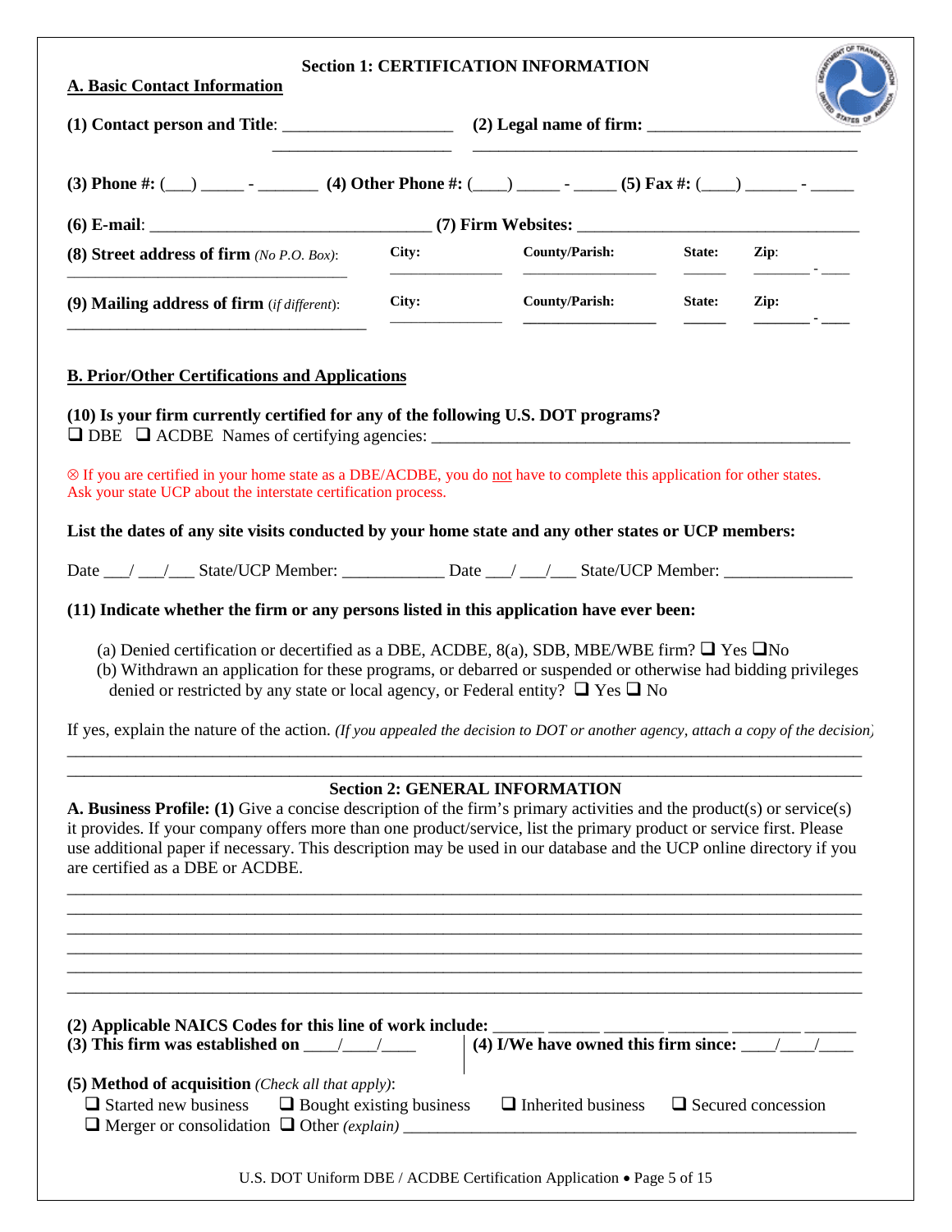## Section 1: CERTIFICATION INFORMATION

### A. Basic Contact Information

**(1) Contact person and Title**: ____________________ **(2) Legal name of firm:** ________________________

**(3) Phone #:** (___) _____ - _______ **(4) Other Phone #:** (____) _____ - _____ **(5) Fax #:** (____) ______ - _____

**(6) E-mail**: ________________________________ **(7) Firm Websites:** ________________________________

**(8) Street address of firm** *(No P.O. Box)*: ____________________ **City:** ____________ **County/Parish:** ____________ **State:** _____ **Zip**: _______ - ____

**(9) Mailing address of firm** (*if different*): ____________________ **City:** ____________ **County/Parish:** ____________ **State:** _____ **Zip:** _______ - ____

### B. Prior/Other Certifications and Applications

**(10) Is your firm currently certified for any of the following U.S. DOT programs?**

❑ DBE ❑ ACDBE Names of certifying agencies: ________________________________________________

⊗ If you are certified in your home state as a DBE/ACDBE, you do not have to complete this application for other states. Ask your state UCP about the interstate certification process.

**List the dates of any site visits conducted by your home state and any other states or UCP members:**

Date ___/ ___/___ State/UCP Member: ____________ Date ___/ ___/___ State/UCP Member: _______________

**(11) Indicate whether the firm or any persons listed in this application have ever been:**

(a) Denied certification or decertified as a DBE, ACDBE, 8(a), SDB, MBE/WBE firm? ❑ Yes ❑No

(b) Withdrawn an application for these programs, or debarred or suspended or otherwise had bidding privileges denied or restricted by any state or local agency, or Federal entity? ❑ Yes ❑ No

If yes, explain the nature of the action. *(If you appealed the decision to DOT or another agency, attach a copy of the decision)*

________________________________________________________________________________________

________________________________________________________________________________________

## Section 2: GENERAL INFORMATION

**A. Business Profile: (1)** Give a concise description of the firm's primary activities and the product(s) or service(s) it provides. If your company offers more than one product/service, list the primary product or service first. Please use additional paper if necessary. This description may be used in our database and the UCP online directory if you are certified as a DBE or ACDBE.

________________________________________________________________________________________

________________________________________________________________________________________

________________________________________________________________________________________

________________________________________________________________________________________

________________________________________________________________________________________

________________________________________________________________________________________

**(2) Applicable NAICS Codes for this line of work include:** ______ ______ _______ _______ ________ ______

**(3) This firm was established on** ____/____/____ **(4) I/We have owned this firm since:** ____/____/____

**(5) Method of acquisition** *(Check all that apply)*:

❑ Started new business ❑ Bought existing business ❑ Inherited business ❑ Secured concession

❑ Merger or consolidation ❑ Other *(explain)* ________________________________________________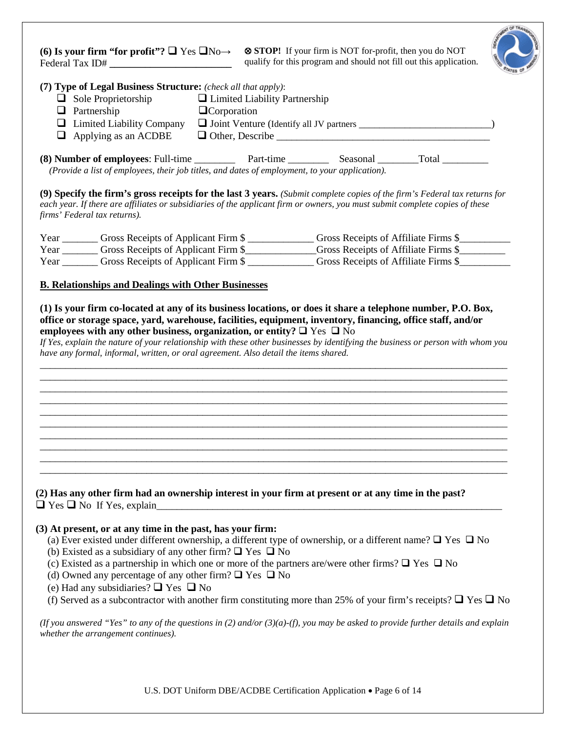**(6) Is your firm "for profit"?** ❑ Yes ❑No→ ⊗ **STOP!** If your firm is NOT for-profit, then you do NOT qualify for this program and should not fill out this application.

Federal Tax ID# ________________________

**(7) Type of Legal Business Structure:** *(check all that apply)*:

- ❑ Sole Proprietorship
- ❑ Limited Liability Partnership
- ❑ Partnership
- ❑ Corporation
- ❑ Limited Liability Company
- ❑ Joint Venture (Identify all JV partners __________________________)
- ❑ Applying as an ACDBE
- ❑ Other, Describe ________________________________________

**(8) Number of employees**: Full-time ________ Part-time ________ Seasonal ________Total _________

*(Provide a list of employees, their job titles, and dates of employment, to your application).*

**(9) Specify the firm's gross receipts for the last 3 years.** *(Submit complete copies of the firm's Federal tax returns for each year. If there are affiliates or subsidiaries of the applicant firm or owners, you must submit complete copies of these firms' Federal tax returns).*

Year _______ Gross Receipts of Applicant Firm $ _____________ Gross Receipts of Affiliate Firms $__________

Year _______ Gross Receipts of Applicant Firm $______________Gross Receipts of Affiliate Firms $_________

Year _______ Gross Receipts of Applicant Firm $ _____________ Gross Receipts of Affiliate Firms $__________

## B. Relationships and Dealings with Other Businesses

**(1) Is your firm co-located at any of its business locations, or does it share a telephone number, P.O. Box, office or storage space, yard, warehouse, facilities, equipment, inventory, financing, office staff, and/or employees with any other business, organization, or entity?** ❑ Yes ❑ No

*If Yes, explain the nature of your relationship with these other businesses by identifying the business or person with whom you have any formal, informal, written, or oral agreement. Also detail the items shared.*

________________________________________________________________________________________

________________________________________________________________________________________

________________________________________________________________________________________

________________________________________________________________________________________

________________________________________________________________________________________

________________________________________________________________________________________

________________________________________________________________________________________

________________________________________________________________________________________

________________________________________________________________________________________

________________________________________________________________________________________

**(2) Has any other firm had an ownership interest in your firm at present or at any time in the past?**

❑ Yes ❑ No If Yes, explain________________________________________________________________________

**(3) At present, or at any time in the past, has your firm:**

(a) Ever existed under different ownership, a different type of ownership, or a different name? ❑ Yes ❑ No

(b) Existed as a subsidiary of any other firm? ❑ Yes ❑ No

(c) Existed as a partnership in which one or more of the partners are/were other firms? ❑ Yes ❑ No

(d) Owned any percentage of any other firm? ❑ Yes ❑ No

(e) Had any subsidiaries? ❑ Yes ❑ No

(f) Served as a subcontractor with another firm constituting more than 25% of your firm's receipts? ❑ Yes ❑ No

*(If you answered "Yes" to any of the questions in (2) and/or (3)(a)-(f), you may be asked to provide further details and explain whether the arrangement continues).*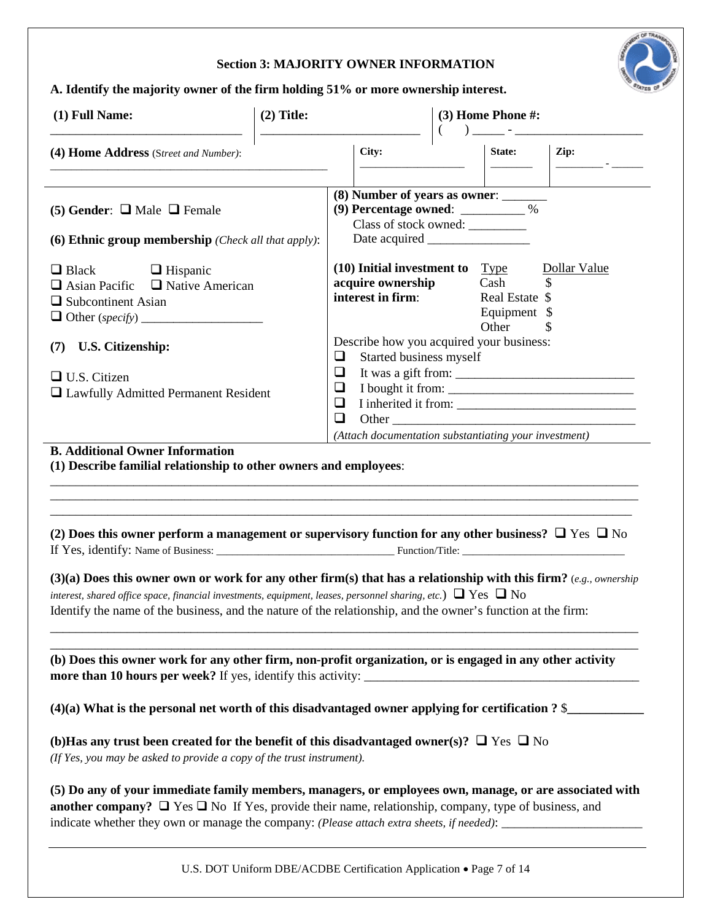## Section 3: MAJORITY OWNER INFORMATION

**A. Identify the majority owner of the firm holding 51% or more ownership interest.**

| **(1) Full Name:** | **(2) Title:** | **(3) Home Phone #:** |
|---|---|---|
| ______________________________ | ________________________ | ( ) _____ - ____________________ |

| **(4) Home Address** (*Street and Number*): | **City:** | **State:** | **Zip:** |
|---|---|---|---|
| ____________________________________________ | ________________ | _______ | ________ - _____ |

**(5) Gender**: ❑ Male ❑ Female

**(6) Ethnic group membership** *(Check all that apply)*:

❑ Black ❑ Hispanic
❑ Asian Pacific ❑ Native American
❑ Subcontinent Asian
❑ Other (*specify*) ___________________

**(7) U.S. Citizenship:**

❑ U.S. Citizen
❑ Lawfully Admitted Permanent Resident

**(8) Number of years as owner**: _______
**(9) Percentage owned**: __________ %
Class of stock owned: _________
Date acquired ________________

**(10) Initial investment to acquire ownership interest in firm**:

| Type | Dollar Value |
|---|---|
| Cash | $ |
| Real Estate | $ |
| Equipment | $ |
| Other | $ |

Describe how you acquired your business:
❑ Started business myself
❑ It was a gift from: ___________________________
❑ I bought it from: ____________________________
❑ I inherited it from: ___________________________
❑ Other ______________________________________
*(Attach documentation substantiating your investment)*

**B. Additional Owner Information**

**(1) Describe familial relationship to other owners and employees**:

_______________________________________________________________________________________________
_______________________________________________________________________________________________
_______________________________________________________________________________________________

**(2) Does this owner perform a management or supervisory function for any other business?** ❑ Yes ❑ No
If Yes, identify: Name of Business: ________________________________ Function/Title: ______________________________

**(3)(a) Does this owner own or work for any other firm(s) that has a relationship with this firm?** (*e.g., ownership interest, shared office space, financial investments, equipment, leases, personnel sharing, etc.*) ❑ Yes ❑ No
Identify the name of the business, and the nature of the relationship, and the owner's function at the firm:

_______________________________________________________________________________________________
_______________________________________________________________________________________________

**(b) Does this owner work for any other firm, non-profit organization, or is engaged in any other activity more than 10 hours per week?** If yes, identify this activity: ____________________________________________

**(4)(a) What is the personal net worth of this disadvantaged owner applying for certification ?** $____________

**(b)Has any trust been created for the benefit of this disadvantaged owner(s)?** ❑ Yes ❑ No
*(If Yes, you may be asked to provide a copy of the trust instrument).*

**(5) Do any of your immediate family members, managers, or employees own, manage, or are associated with another company?** ❑ Yes ❑ No If Yes, provide their name, relationship, company, type of business, and indicate whether they own or manage the company: *(Please attach extra sheets, if needed)*: ______________________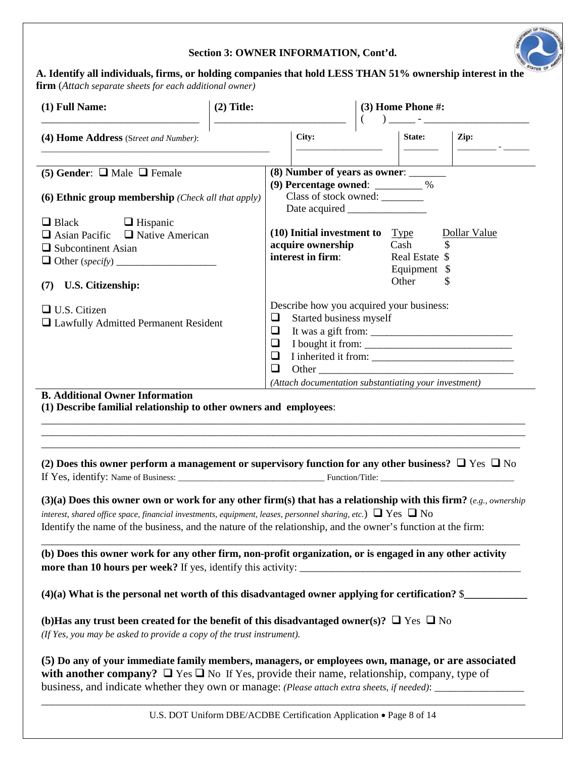### Section 3: OWNER INFORMATION, Cont'd.

**A. Identify all individuals, firms, or holding companies that hold LESS THAN 51% ownership interest in the firm** (*Attach separate sheets for each additional owner)*

| **(1) Full Name:** ______________________________ | **(2) Title:** _________________________ | **(3) Home Phone #:** (   ) _____ - ____________________ |
|---|---|---|

| **(4) Home Address** (*Street and Number*): _____________________________________________ | **City:** _________________ | **State:** _______ | **Zip:** ________ - _____ |
|---|---|---|---|

**(5) Gender**: ❑ Male ❑ Female

**(6) Ethnic group membership** *(Check all that apply)*

❑ Black ❑ Hispanic
❑ Asian Pacific ❑ Native American
❑ Subcontinent Asian
❑ Other *(specify)* ___________________

**(7) U.S. Citizenship:**

❑ U.S. Citizen
❑ Lawfully Admitted Permanent Resident

**(8) Number of years as owner**: _______

**(9) Percentage owned**: _________ %
Class of stock owned: ________
Date acquired _______________

**(10) Initial investment to acquire ownership interest in firm**:

| Type | Dollar Value |
|---|---|
| Cash | $ |
| Real Estate | $ |
| Equipment | $ |
| Other | $ |

Describe how you acquired your business:

❑ Started business myself
❑ It was a gift from: __________________________
❑ I bought it from: ___________________________
❑ I inherited it from: __________________________
❑ Other _______________________________________

*(Attach documentation substantiating your investment)*

**B. Additional Owner Information**

**(1) Describe familial relationship to other owners and employees**:

_____________________________________________________________________________________________
_____________________________________________________________________________________________
_____________________________________________________________________________________________

**(2) Does this owner perform a management or supervisory function for any other business?** ❑ Yes ❑ No
If Yes, identify: Name of Business: ______________________________ Function/Title: ____________________________

**(3)(a) Does this owner own or work for any other firm(s) that has a relationship with this firm?** (*e.g., ownership interest, shared office space, financial investments, equipment, leases, personnel sharing, etc.*) ❑ Yes ❑ No
Identify the name of the business, and the nature of the relationship, and the owner's function at the firm:

_____________________________________________________________________________________________

**(b) Does this owner work for any other firm, non-profit organization, or is engaged in any other activity more than 10 hours per week?** If yes, identify this activity: _________________________________________

**(4)(a) What is the personal net worth of this disadvantaged owner applying for certification?** $____________

**(b)Has any trust been created for the benefit of this disadvantaged owner(s)?** ❑ Yes ❑ No
*(If Yes, you may be asked to provide a copy of the trust instrument).*

**(5) Do any of your immediate family members, managers, or employees own, manage, or are associated with another company?** ❑ Yes ❑ No If Yes, provide their name, relationship, company, type of business, and indicate whether they own or manage: *(Please attach extra sheets, if needed)*: ________________

_____________________________________________________________________________________________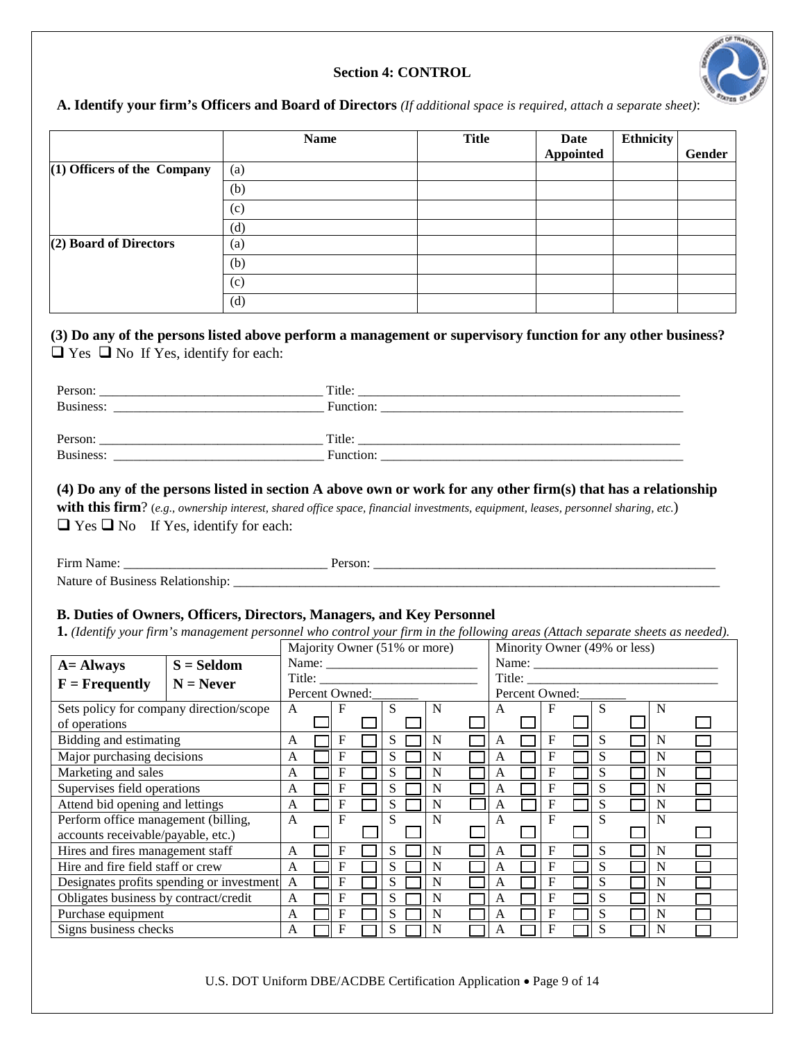## Section 4: CONTROL

**A. Identify your firm's Officers and Board of Directors** *(If additional space is required, attach a separate sheet)*:

| | Name | Title | Date Appointed | Ethnicity | Gender |
|---|---|---|---|---|---|
| **(1) Officers of the Company** | (a) | | | | |
| | (b) | | | | |
| | (c) | | | | |
| | (d) | | | | |
| **(2) Board of Directors** | (a) | | | | |
| | (b) | | | | |
| | (c) | | | | |
| | (d) | | | | |

**(3) Do any of the persons listed above perform a management or supervisory function for any other business?**
❑ Yes ❑ No If Yes, identify for each:

Person: ________________________________ Title: ________________________________________________
Business: ______________________________ Function: _____________________________________________

Person: ________________________________ Title: ________________________________________________
Business: ______________________________ Function: _____________________________________________

**(4) Do any of the persons listed in section A above own or work for any other firm(s) that has a relationship with this firm**? (*e.g., ownership interest, shared office space, financial investments, equipment, leases, personnel sharing, etc.*)
❑ Yes ❑ No If Yes, identify for each:

Firm Name: ______________________________ Person: __________________________________________________
Nature of Business Relationship: ____________________________________________________________________

### B. Duties of Owners, Officers, Directors, Managers, and Key Personnel

**1.** *(Identify your firm's management personnel who control your firm in the following areas (Attach separate sheets as needed).*

| A= Always / F = Frequently / S = Seldom / N = Never | Majority Owner (51% or more) Name: ______ Title: ______ Percent Owned: ______ | | | | Minority Owner (49% or less) Name: ______ Title: ______ Percent Owned: ______ | | | |
|---|---|---|---|---|---|---|---|---|
| Sets policy for company direction/scope of operations | A ☐ | F ☐ | S ☐ | N ☐ | A ☐ | F ☐ | S ☐ | N ☐ |
| Bidding and estimating | A ☐ | F ☐ | S ☐ | N ☐ | A ☐ | F ☐ | S ☐ | N ☐ |
| Major purchasing decisions | A ☐ | F ☐ | S ☐ | N ☐ | A ☐ | F ☐ | S ☐ | N ☐ |
| Marketing and sales | A ☐ | F ☐ | S ☐ | N ☐ | A ☐ | F ☐ | S ☐ | N ☐ |
| Supervises field operations | A ☐ | F ☐ | S ☐ | N ☐ | A ☐ | F ☐ | S ☐ | N ☐ |
| Attend bid opening and lettings | A ☐ | F ☐ | S ☐ | N ☐ | A ☐ | F ☐ | S ☐ | N ☐ |
| Perform office management (billing, accounts receivable/payable, etc.) | A ☐ | F ☐ | S ☐ | N ☐ | A ☐ | F ☐ | S ☐ | N ☐ |
| Hires and fires management staff | A ☐ | F ☐ | S ☐ | N ☐ | A ☐ | F ☐ | S ☐ | N ☐ |
| Hire and fire field staff or crew | A ☐ | F ☐ | S ☐ | N ☐ | A ☐ | F ☐ | S ☐ | N ☐ |
| Designates profits spending or investment | A ☐ | F ☐ | S ☐ | N ☐ | A ☐ | F ☐ | S ☐ | N ☐ |
| Obligates business by contract/credit | A ☐ | F ☐ | S ☐ | N ☐ | A ☐ | F ☐ | S ☐ | N ☐ |
| Purchase equipment | A ☐ | F ☐ | S ☐ | N ☐ | A ☐ | F ☐ | S ☐ | N ☐ |
| Signs business checks | A ☐ | F ☐ | S ☐ | N ☐ | A ☐ | F ☐ | S ☐ | N ☐ |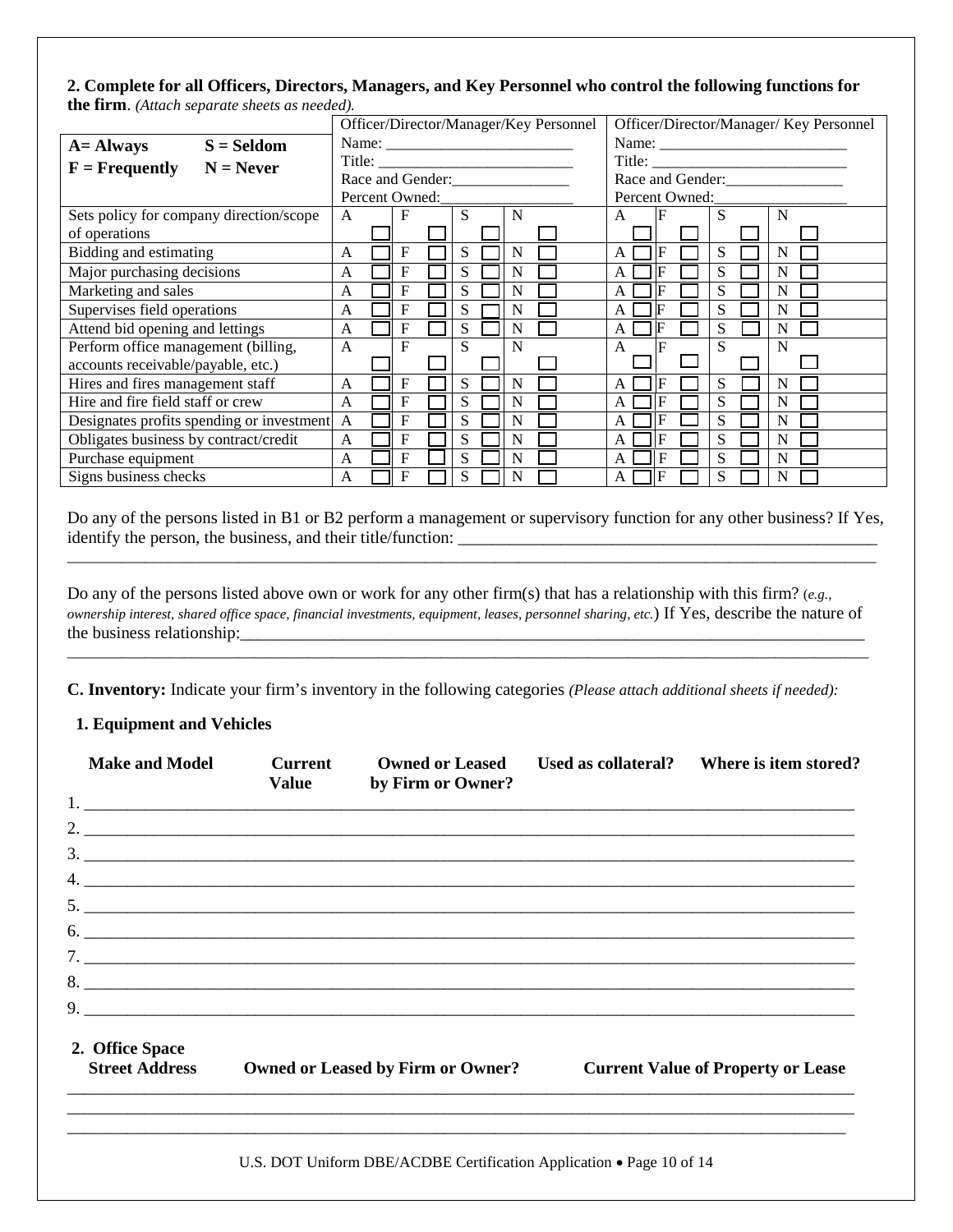**2. Complete for all Officers, Directors, Managers, and Key Personnel who control the following functions for the firm**. *(Attach separate sheets as needed).*

| **A= Always** **S = Seldom** **F = Frequently** **N = Never** | Officer/Director/Manager/Key Personnel Name: ________ Title: ________ Race and Gender: ________ Percent Owned: ________ | | | | Officer/Director/Manager/ Key Personnel Name: ________ Title: ________ Race and Gender: ________ Percent Owned: ________ | | | |
|---|---|---|---|---|---|---|---|---|
| Sets policy for company direction/scope of operations | A ☐ | F ☐ | S ☐ | N ☐ | A ☐ | F ☐ | S ☐ | N ☐ |
| Bidding and estimating | A ☐ | F ☐ | S ☐ | N ☐ | A ☐ | F ☐ | S ☐ | N ☐ |
| Major purchasing decisions | A ☐ | F ☐ | S ☐ | N ☐ | A ☐ | F ☐ | S ☐ | N ☐ |
| Marketing and sales | A ☐ | F ☐ | S ☐ | N ☐ | A ☐ | F ☐ | S ☐ | N ☐ |
| Supervises field operations | A ☐ | F ☐ | S ☐ | N ☐ | A ☐ | F ☐ | S ☐ | N ☐ |
| Attend bid opening and lettings | A ☐ | F ☐ | S ☐ | N ☐ | A ☐ | F ☐ | S ☐ | N ☐ |
| Perform office management (billing, accounts receivable/payable, etc.) | A ☐ | F ☐ | S ☐ | N ☐ | A ☐ | F ☐ | S ☐ | N ☐ |
| Hires and fires management staff | A ☐ | F ☐ | S ☐ | N ☐ | A ☐ | F ☐ | S ☐ | N ☐ |
| Hire and fire field staff or crew | A ☐ | F ☐ | S ☐ | N ☐ | A ☐ | F ☐ | S ☐ | N ☐ |
| Designates profits spending or investment | A ☐ | F ☐ | S ☐ | N ☐ | A ☐ | F ☐ | S ☐ | N ☐ |
| Obligates business by contract/credit | A ☐ | F ☐ | S ☐ | N ☐ | A ☐ | F ☐ | S ☐ | N ☐ |
| Purchase equipment | A ☐ | F ☐ | S ☐ | N ☐ | A ☐ | F ☐ | S ☐ | N ☐ |
| Signs business checks | A ☐ | F ☐ | S ☐ | N ☐ | A ☐ | F ☐ | S ☐ | N ☐ |

Do any of the persons listed in B1 or B2 perform a management or supervisory function for any other business? If Yes, identify the person, the business, and their title/function: ______________________________________________

______________________________________________________________________________

Do any of the persons listed above own or work for any other firm(s) that has a relationship with this firm? *(e.g., ownership interest, shared office space, financial investments, equipment, leases, personnel sharing, etc.)* If Yes, describe the nature of the business relationship:______________________________________________

______________________________________________________________________________

**C. Inventory:** Indicate your firm's inventory in the following categories *(Please attach additional sheets if needed):*

**1. Equipment and Vehicles**

| | **Make and Model** | **Current Value** | **Owned or Leased by Firm or Owner?** | **Used as collateral?** | **Where is item stored?** |
|---|---|---|---|---|---|
| 1. | | | | | |
| 2. | | | | | |
| 3. | | | | | |
| 4. | | | | | |
| 5. | | | | | |
| 6. | | | | | |
| 7. | | | | | |
| 8. | | | | | |
| 9. | | | | | |

**2. Office Space**

| **Street Address** | **Owned or Leased by Firm or Owner?** | **Current Value of Property or Lease** |
|---|---|---|
| | | |
| | | |
| | | |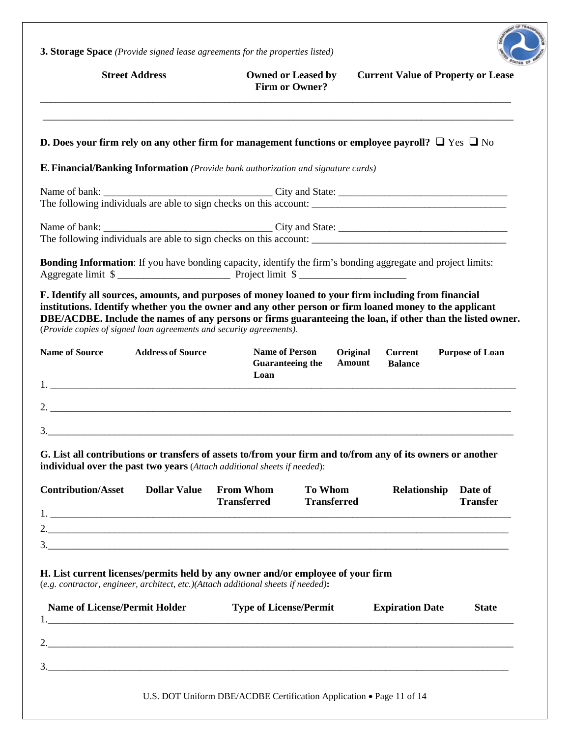**3. Storage Space** *(Provide signed lease agreements for the properties listed)*

| Street Address | Owned or Leased by Firm or Owner? | Current Value of Property or Lease |
|---|---|---|
| | | |
| | | |

**D. Does your firm rely on any other firm for management functions or employee payroll?** ❑ Yes ❑ No

**E. Financial/Banking Information** *(Provide bank authorization and signature cards)*

Name of bank: ________________________________ City and State: ________________________________
The following individuals are able to sign checks on this account: ____________________________________

Name of bank: ________________________________ City and State: ________________________________
The following individuals are able to sign checks on this account: ____________________________________

**Bonding Information**: If you have bonding capacity, identify the firm's bonding aggregate and project limits:
Aggregate limit $ _____________________ Project limit $ ____________________

**F. Identify all sources, amounts, and purposes of money loaned to your firm including from financial institutions. Identify whether you the owner and any other person or firm loaned money to the applicant DBE/ACDBE. Include the names of any persons or firms guaranteeing the loan, if other than the listed owner.**
(*Provide copies of signed loan agreements and security agreements).*

| | Name of Source | Address of Source | Name of Person Guaranteeing the Loan | Original Amount | Current Balance | Purpose of Loan |
|---|---|---|---|---|---|---|
| 1. | | | | | | |
| 2. | | | | | | |
| 3. | | | | | | |

**G. List all contributions or transfers of assets to/from your firm and to/from any of its owners or another individual over the past two years** (*Attach additional sheets if needed*):

| | Contribution/Asset | Dollar Value | From Whom Transferred | To Whom Transferred | Relationship | Date of Transfer |
|---|---|---|---|---|---|---|
| 1. | | | | | | |
| 2. | | | | | | |
| 3. | | | | | | |

**H. List current licenses/permits held by any owner and/or employee of your firm**
(*e.g. contractor, engineer, architect, etc.)(Attach additional sheets if needed)***:**

| | Name of License/Permit Holder | Type of License/Permit | Expiration Date | State |
|---|---|---|---|---|
| 1. | | | | |
| 2. | | | | |
| 3. | | | | |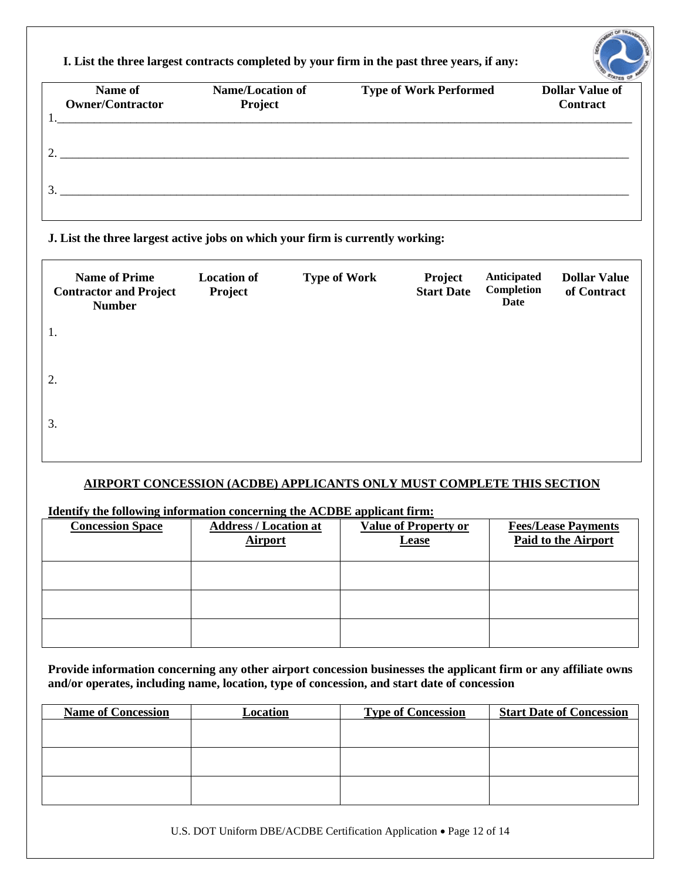**I. List the three largest contracts completed by your firm in the past three years, if any:**

| | Name of Owner/Contractor | Name/Location of Project | Type of Work Performed | Dollar Value of Contract |
|---|---|---|---|---|
| 1. | | | | |
| 2. | | | | |
| 3. | | | | |

**J. List the three largest active jobs on which your firm is currently working:**

| | Name of Prime Contractor and Project Number | Location of Project | Type of Work | Project Start Date | Anticipated Completion Date | Dollar Value of Contract |
|---|---|---|---|---|---|---|
| 1. | | | | | | |
| 2. | | | | | | |
| 3. | | | | | | |

**AIRPORT CONCESSION (ACDBE) APPLICANTS ONLY MUST COMPLETE THIS SECTION**

**Identify the following information concerning the ACDBE applicant firm:**

| Concession Space | Address / Location at Airport | Value of Property or Lease | Fees/Lease Payments Paid to the Airport |
|---|---|---|---|
| | | | |
| | | | |
| | | | |

**Provide information concerning any other airport concession businesses the applicant firm or any affiliate owns and/or operates, including name, location, type of concession, and start date of concession**

| Name of Concession | Location | Type of Concession | Start Date of Concession |
|---|---|---|---|
| | | | |
| | | | |
| | | | |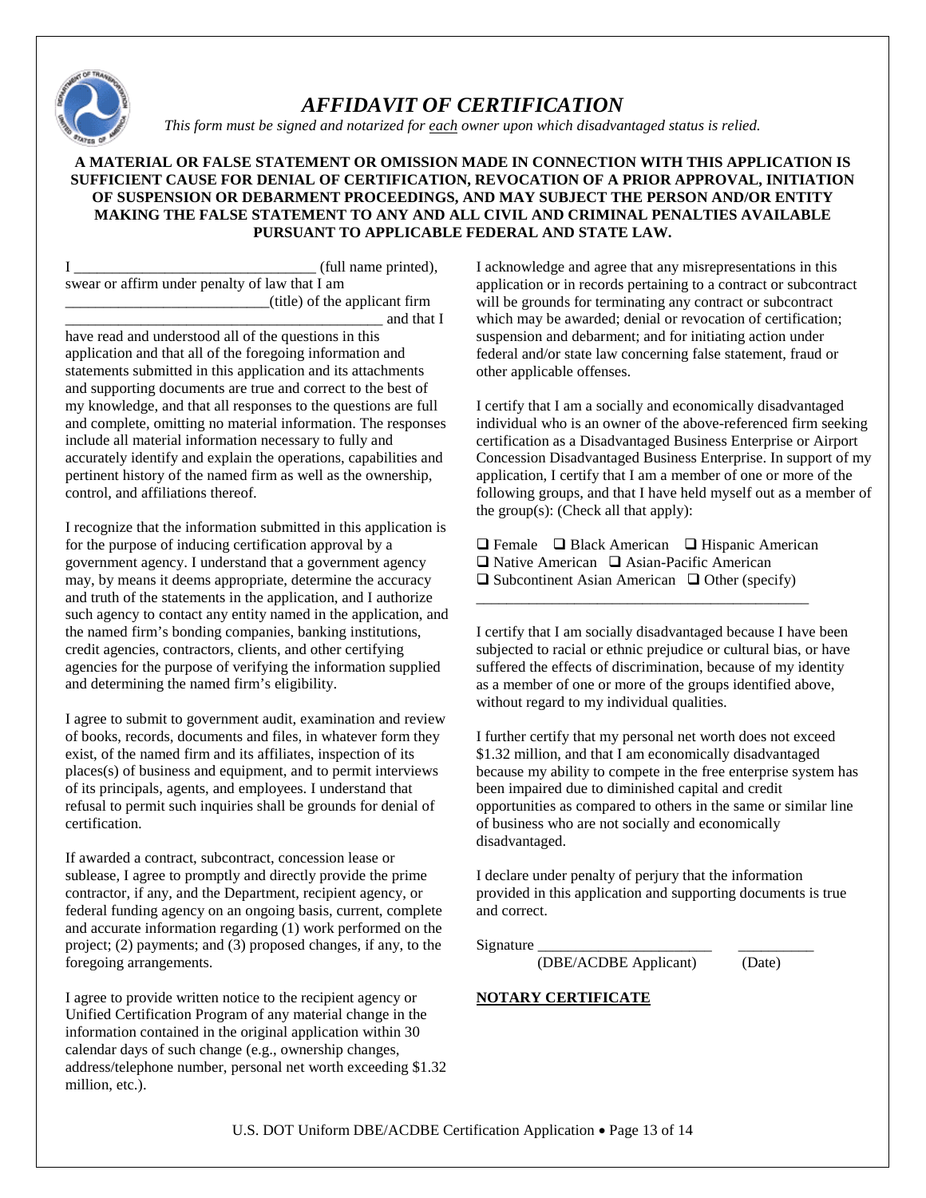# *AFFIDAVIT OF CERTIFICATION*

*This form must be signed and notarized for each owner upon which disadvantaged status is relied.*

**A MATERIAL OR FALSE STATEMENT OR OMISSION MADE IN CONNECTION WITH THIS APPLICATION IS SUFFICIENT CAUSE FOR DENIAL OF CERTIFICATION, REVOCATION OF A PRIOR APPROVAL, INITIATION OF SUSPENSION OR DEBARMENT PROCEEDINGS, AND MAY SUBJECT THE PERSON AND/OR ENTITY MAKING THE FALSE STATEMENT TO ANY AND ALL CIVIL AND CRIMINAL PENALTIES AVAILABLE PURSUANT TO APPLICABLE FEDERAL AND STATE LAW.**

I _______________________________ (full name printed), swear or affirm under penalty of law that I am ___________________________(title) of the applicant firm ____________________________________________ and that I have read and understood all of the questions in this application and that all of the foregoing information and statements submitted in this application and its attachments and supporting documents are true and correct to the best of my knowledge, and that all responses to the questions are full and complete, omitting no material information. The responses include all material information necessary to fully and accurately identify and explain the operations, capabilities and pertinent history of the named firm as well as the ownership, control, and affiliations thereof.

I recognize that the information submitted in this application is for the purpose of inducing certification approval by a government agency. I understand that a government agency may, by means it deems appropriate, determine the accuracy and truth of the statements in the application, and I authorize such agency to contact any entity named in the application, and the named firm's bonding companies, banking institutions, credit agencies, contractors, clients, and other certifying agencies for the purpose of verifying the information supplied and determining the named firm's eligibility.

I agree to submit to government audit, examination and review of books, records, documents and files, in whatever form they exist, of the named firm and its affiliates, inspection of its places(s) of business and equipment, and to permit interviews of its principals, agents, and employees. I understand that refusal to permit such inquiries shall be grounds for denial of certification.

If awarded a contract, subcontract, concession lease or sublease, I agree to promptly and directly provide the prime contractor, if any, and the Department, recipient agency, or federal funding agency on an ongoing basis, current, complete and accurate information regarding (1) work performed on the project; (2) payments; and (3) proposed changes, if any, to the foregoing arrangements.

I agree to provide written notice to the recipient agency or Unified Certification Program of any material change in the information contained in the original application within 30 calendar days of such change (e.g., ownership changes, address/telephone number, personal net worth exceeding $1.32 million, etc.).

I acknowledge and agree that any misrepresentations in this application or in records pertaining to a contract or subcontract will be grounds for terminating any contract or subcontract which may be awarded; denial or revocation of certification; suspension and debarment; and for initiating action under federal and/or state law concerning false statement, fraud or other applicable offenses.

I certify that I am a socially and economically disadvantaged individual who is an owner of the above-referenced firm seeking certification as a Disadvantaged Business Enterprise or Airport Concession Disadvantaged Business Enterprise. In support of my application, I certify that I am a member of one or more of the following groups, and that I have held myself out as a member of the group(s): (Check all that apply):

❑ Female ❑ Black American ❑ Hispanic American
❑ Native American ❑ Asian-Pacific American
❑ Subcontinent Asian American ❑ Other (specify)
_______________________________________________

I certify that I am socially disadvantaged because I have been subjected to racial or ethnic prejudice or cultural bias, or have suffered the effects of discrimination, because of my identity as a member of one or more of the groups identified above, without regard to my individual qualities.

I further certify that my personal net worth does not exceed $1.32 million, and that I am economically disadvantaged because my ability to compete in the free enterprise system has been impaired due to diminished capital and credit opportunities as compared to others in the same or similar line of business who are not socially and economically disadvantaged.

I declare under penalty of perjury that the information provided in this application and supporting documents is true and correct.

Signature _______________________ __________
(DBE/ACDBE Applicant) (Date)

**NOTARY CERTIFICATE**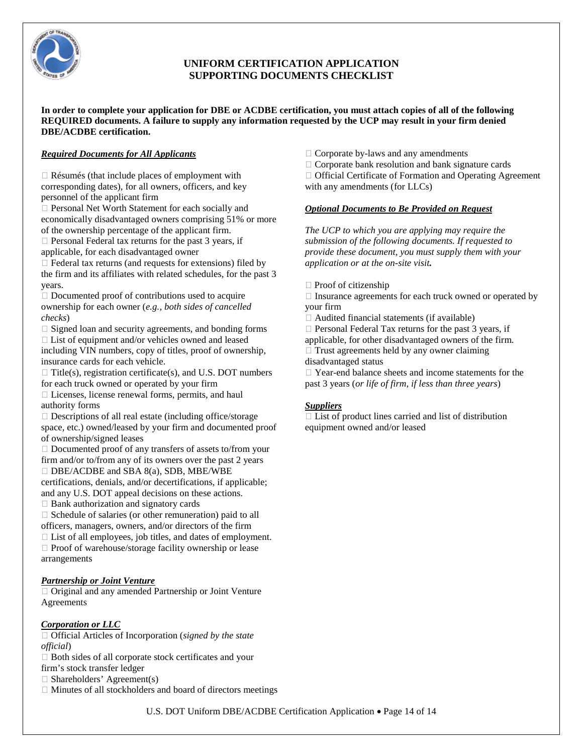# UNIFORM CERTIFICATION APPLICATION
# SUPPORTING DOCUMENTS CHECKLIST

**In order to complete your application for DBE or ACDBE certification, you must attach copies of all of the following REQUIRED documents. A failure to supply any information requested by the UCP may result in your firm denied DBE/ACDBE certification.**

***Required Documents for All Applicants***

- ☐ Résumés (that include places of employment with corresponding dates), for all owners, officers, and key personnel of the applicant firm
- ☐ Personal Net Worth Statement for each socially and economically disadvantaged owners comprising 51% or more of the ownership percentage of the applicant firm.
- ☐ Personal Federal tax returns for the past 3 years, if applicable, for each disadvantaged owner
- ☐ Federal tax returns (and requests for extensions) filed by the firm and its affiliates with related schedules, for the past 3 years.
- ☐ Documented proof of contributions used to acquire ownership for each owner (*e.g., both sides of cancelled checks*)
- ☐ Signed loan and security agreements, and bonding forms
- ☐ List of equipment and/or vehicles owned and leased including VIN numbers, copy of titles, proof of ownership, insurance cards for each vehicle.
- ☐ Title(s), registration certificate(s), and U.S. DOT numbers for each truck owned or operated by your firm
- ☐ Licenses, license renewal forms, permits, and haul authority forms
- ☐ Descriptions of all real estate (including office/storage space, etc.) owned/leased by your firm and documented proof of ownership/signed leases
- ☐ Documented proof of any transfers of assets to/from your firm and/or to/from any of its owners over the past 2 years
- ☐ DBE/ACDBE and SBA 8(a), SDB, MBE/WBE certifications, denials, and/or decertifications, if applicable; and any U.S. DOT appeal decisions on these actions.
- ☐ Bank authorization and signatory cards
- ☐ Schedule of salaries (or other remuneration) paid to all officers, managers, owners, and/or directors of the firm
- ☐ List of all employees, job titles, and dates of employment.
- ☐ Proof of warehouse/storage facility ownership or lease arrangements

***Partnership or Joint Venture***

- ☐ Original and any amended Partnership or Joint Venture Agreements

***Corporation or LLC***

- ☐ Official Articles of Incorporation (*signed by the state official*)
- ☐ Both sides of all corporate stock certificates and your firm's stock transfer ledger
- ☐ Shareholders' Agreement(s)
- ☐ Minutes of all stockholders and board of directors meetings
- ☐ Corporate by-laws and any amendments
- ☐ Corporate bank resolution and bank signature cards
- ☐ Official Certificate of Formation and Operating Agreement with any amendments (for LLCs)

***Optional Documents to Be Provided on Request***

*The UCP to which you are applying may require the submission of the following documents. If requested to provide these document, you must supply them with your application or at the on-site visit.*

- ☐ Proof of citizenship
- ☐ Insurance agreements for each truck owned or operated by your firm
- ☐ Audited financial statements (if available)
- ☐ Personal Federal Tax returns for the past 3 years, if applicable, for other disadvantaged owners of the firm.
- ☐ Trust agreements held by any owner claiming disadvantaged status
- ☐ Year-end balance sheets and income statements for the past 3 years (*or life of firm, if less than three years*)

***Suppliers***

- ☐ List of product lines carried and list of distribution equipment owned and/or leased